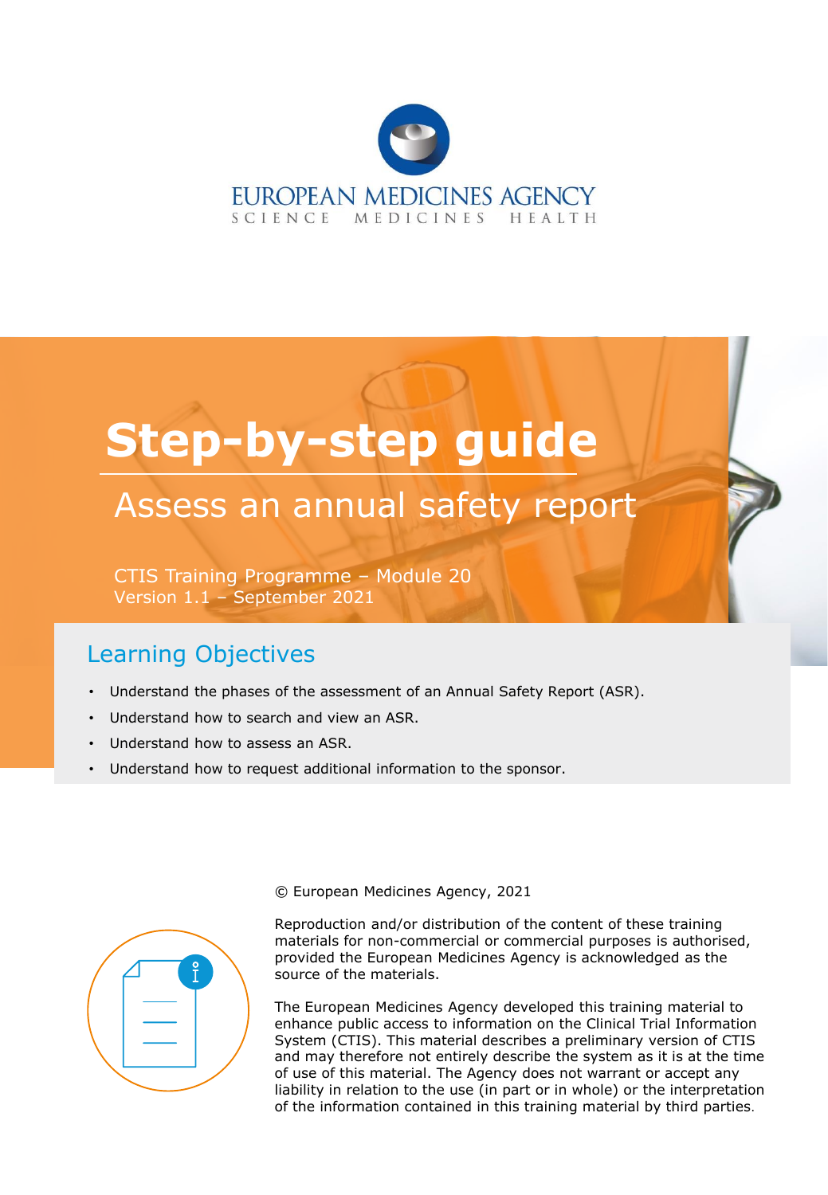EUROPEAN MEDICINES AGENCY
SCIENCE MEDICINES HEALTH

# Step-by-step guide

## Assess an annual safety report

CTIS Training Programme – Module 20
Version 1.1 – September 2021

### Learning Objectives

- Understand the phases of the assessment of an Annual Safety Report (ASR).
- Understand how to search and view an ASR.
- Understand how to assess an ASR.
- Understand how to request additional information to the sponsor.

© European Medicines Agency, 2021

Reproduction and/or distribution of the content of these training materials for non-commercial or commercial purposes is authorised, provided the European Medicines Agency is acknowledged as the source of the materials.

The European Medicines Agency developed this training material to enhance public access to information on the Clinical Trial Information System (CTIS). This material describes a preliminary version of CTIS and may therefore not entirely describe the system as it is at the time of use of this material. The Agency does not warrant or accept any liability in relation to the use (in part or in whole) or the interpretation of the information contained in this training material by third parties.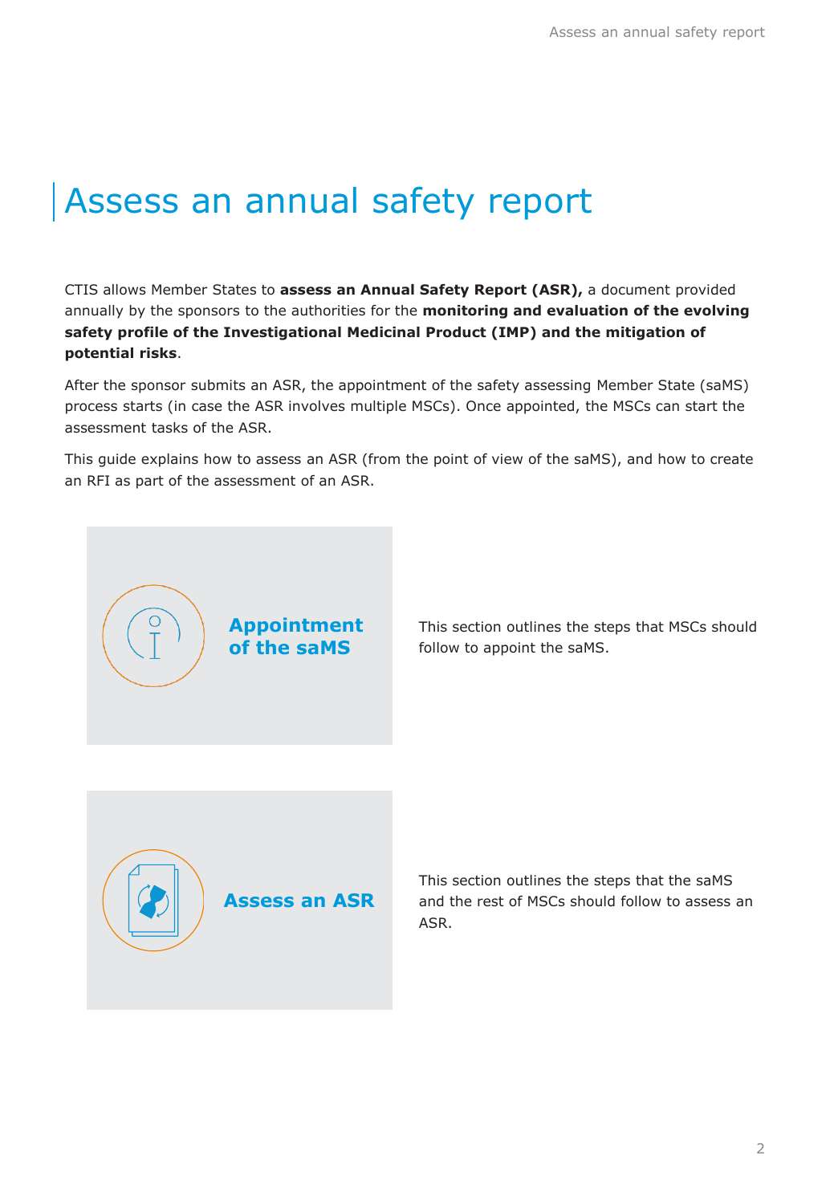# Assess an annual safety report

CTIS allows Member States to **assess an Annual Safety Report (ASR),** a document provided annually by the sponsors to the authorities for the **monitoring and evaluation of the evolving safety profile of the Investigational Medicinal Product (IMP) and the mitigation of potential risks**.

After the sponsor submits an ASR, the appointment of the safety assessing Member State (saMS) process starts (in case the ASR involves multiple MSCs). Once appointed, the MSCs can start the assessment tasks of the ASR.

This guide explains how to assess an ASR (from the point of view of the saMS), and how to create an RFI as part of the assessment of an ASR.

**Appointment of the saMS**

This section outlines the steps that MSCs should follow to appoint the saMS.

**Assess an ASR**

This section outlines the steps that the saMS and the rest of MSCs should follow to assess an ASR.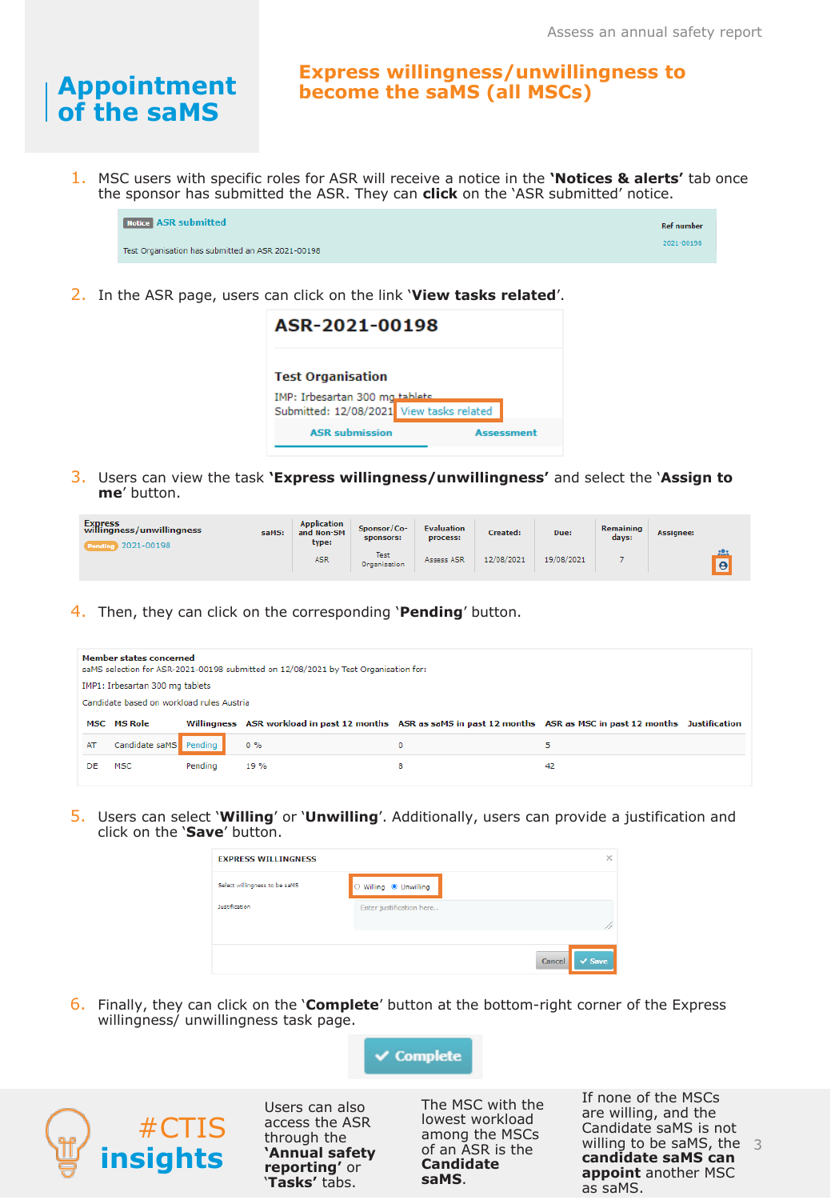# Appointment of the saMS

## Express willingness/unwillingness to become the saMS (all MSCs)

1. MSC users with specific roles for ASR will receive a notice in the **'Notices & alerts'** tab once the sponsor has submitted the ASR. They can **click** on the 'ASR submitted' notice.

2. In the ASR page, users can click on the link '**View tasks related**'.

3. Users can view the task **'Express willingness/unwillingness'** and select the '**Assign to me**' button.

4. Then, they can click on the corresponding '**Pending**' button.

5. Users can select '**Willing**' or '**Unwilling**'. Additionally, users can provide a justification and click on the '**Save**' button.

6. Finally, they can click on the '**Complete**' button at the bottom-right corner of the Express willingness/ unwillingness task page.

**#CTIS insights**

Users can also access the ASR through the **'Annual safety reporting'** or **'Tasks'** tabs.

The MSC with the lowest workload among the MSCs of an ASR is the **Candidate saMS**.

If none of the MSCs are willing, and the Candidate saMS is not willing to be saMS, the **candidate saMS can appoint** another MSC as saMS.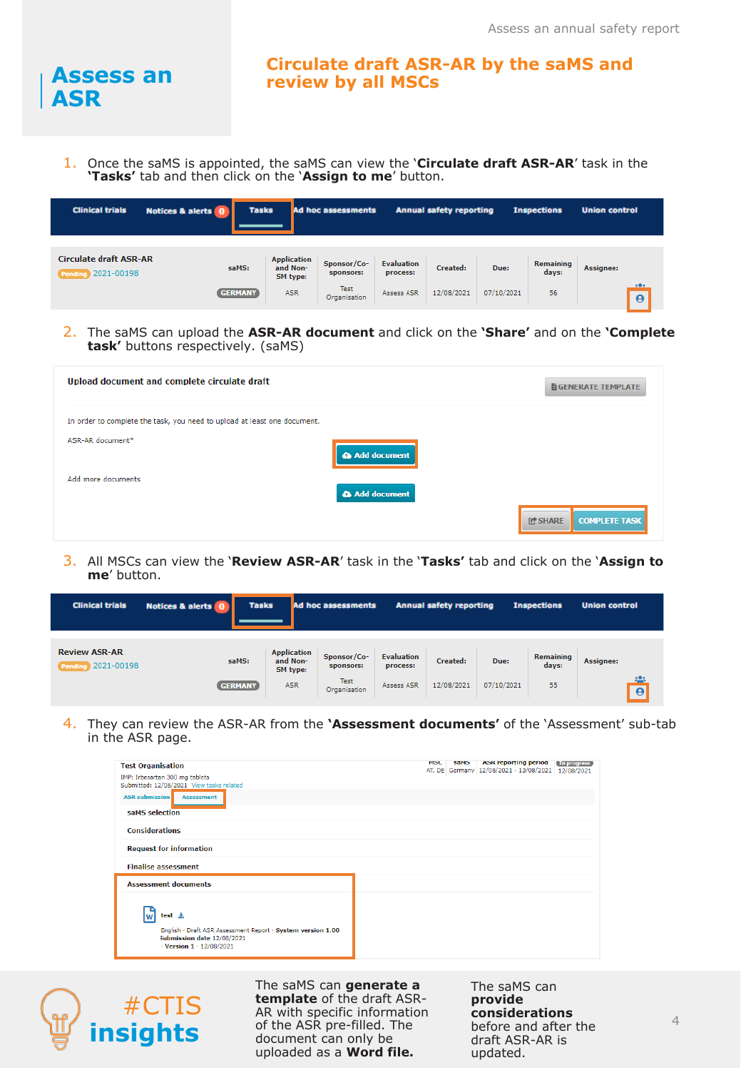# Assess an ASR

## Circulate draft ASR-AR by the saMS and review by all MSCs

1. Once the saMS is appointed, the saMS can view the '**Circulate draft ASR-AR**' task in the '**Tasks'** tab and then click on the '**Assign to me**' button.

Clinical trials | Notices & alerts 0 | Tasks | Ad hoc assessments | Annual safety reporting | Inspections | Union control

| Circulate draft ASR-AR | saMS: | Application and Non-SM type: | Sponsor/Co-sponsors: | Evaluation process: | Created: | Due: | Remaining days: | Assignee: |
|---|---|---|---|---|---|---|---|---|
| Pending 2021-00198 | GERMANY | ASR | Test Organisation | Assess ASR | 12/08/2021 | 07/10/2021 | 56 | |

2. The saMS can upload the **ASR-AR document** and click on the **'Share'** and on the **'Complete task'** buttons respectively. (saMS)

**Upload document and complete circulate draft** — GENERATE TEMPLATE

In order to complete the task, you need to upload at least one document.

ASR-AR document* — Add document

Add more documents — Add document

SHARE — COMPLETE TASK

3. All MSCs can view the '**Review ASR-AR**' task in the '**Tasks'** tab and click on the '**Assign to me**' button.

Clinical trials | Notices & alerts 0 | Tasks | Ad hoc assessments | Annual safety reporting | Inspections | Union control

| Review ASR-AR | saMS: | Application and Non-SM type: | Sponsor/Co-sponsors: | Evaluation process: | Created: | Due: | Remaining days: | Assignee: |
|---|---|---|---|---|---|---|---|---|
| Pending 2021-00198 | GERMANY | ASR | Test Organisation | Assess ASR | 12/08/2021 | 07/10/2021 | 55 | |

4. They can review the ASR-AR from the **'Assessment documents'** of the 'Assessment' sub-tab in the ASR page.

Test Organisation
IMP: Irbesartan 300 mg tablets
Submitted: 12/08/2021 View tasks related

| MSC | saMS | ASR reporting period | In progress |
|---|---|---|---|
| AT, DE | Germany | 12/08/2021 - 13/08/2021 | 12/08/2021 |

ASR submission | Assessment

- saMS selection
- Considerations
- Request for information
- Finalise assessment
- Assessment documents

test
English · Draft ASR Assessment Report · System version 1.00
Submission date 12/08/2021
· Version 1 · 12/08/2021

**#CTIS insights**

The saMS can **generate a template** of the draft ASR-AR with specific information of the ASR pre-filled. The document can only be uploaded as a **Word file.**

The saMS can **provide considerations** before and after the draft ASR-AR is updated.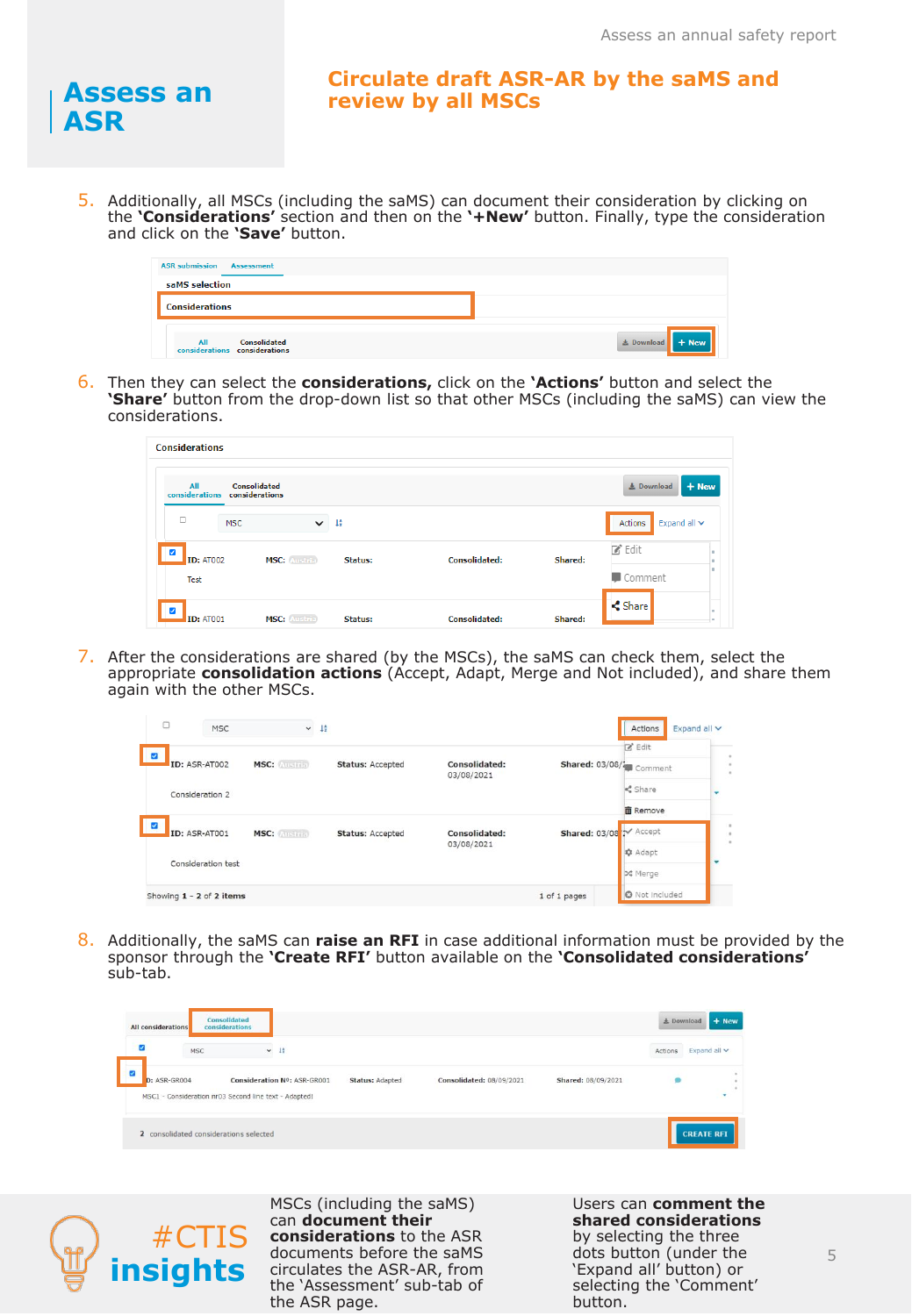# Assess an ASR

## Circulate draft ASR-AR by the saMS and review by all MSCs

5. Additionally, all MSCs (including the saMS) can document their consideration by clicking on the **'Considerations'** section and then on the **'+New'** button. Finally, type the consideration and click on the **'Save'** button.

6. Then they can select the **considerations,** click on the **'Actions'** button and select the **'Share'** button from the drop-down list so that other MSCs (including the saMS) can view the considerations.

7. After the considerations are shared (by the MSCs), the saMS can check them, select the appropriate **consolidation actions** (Accept, Adapt, Merge and Not included), and share them again with the other MSCs.

8. Additionally, the saMS can **raise an RFI** in case additional information must be provided by the sponsor through the **'Create RFI'** button available on the **'Consolidated considerations'** sub-tab.

**#CTIS insights**

MSCs (including the saMS) can **document their considerations** to the ASR documents before the saMS circulates the ASR-AR, from the 'Assessment' sub-tab of the ASR page.

Users can **comment the shared considerations** by selecting the three dots button (under the 'Expand all' button) or selecting the 'Comment' button.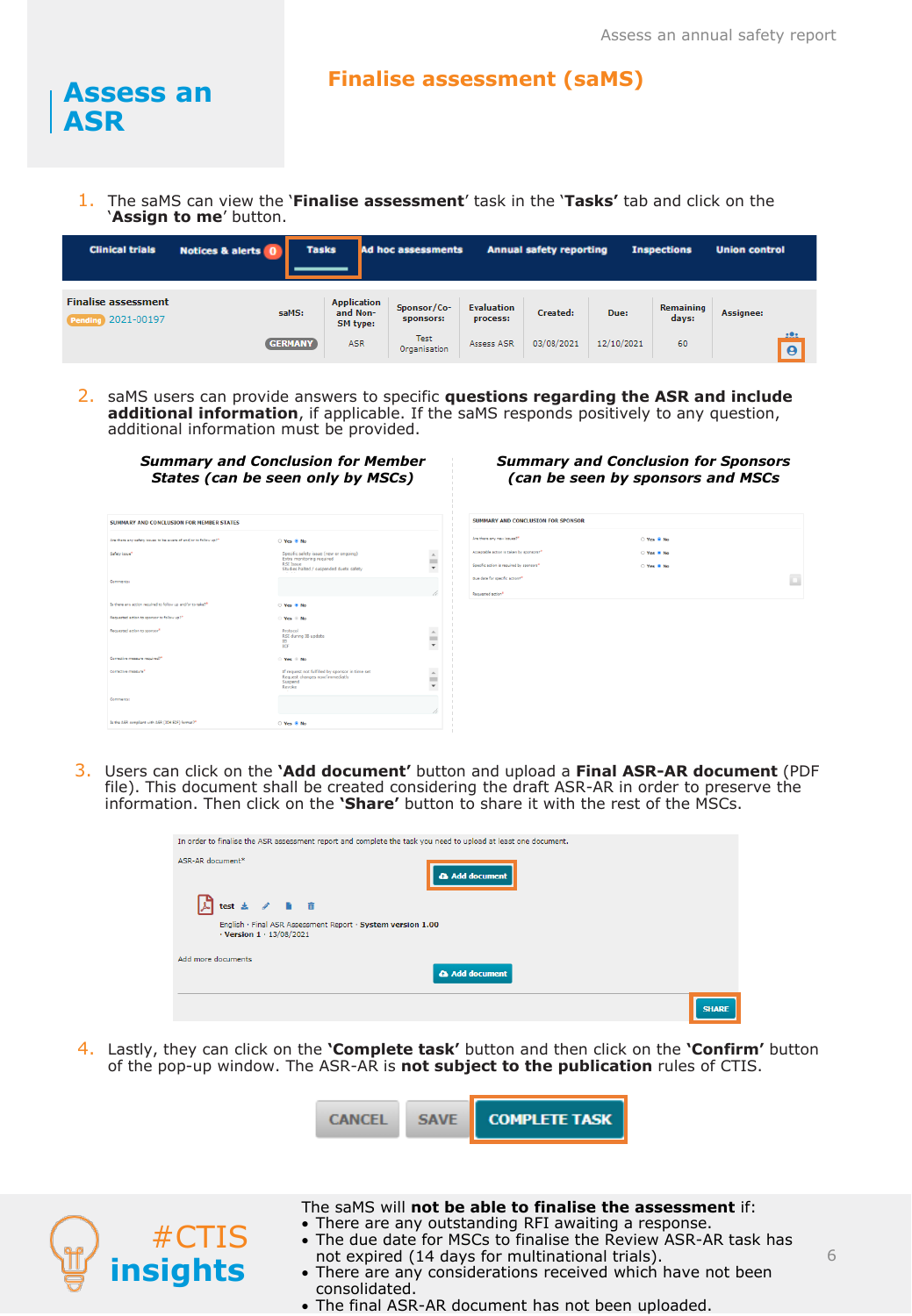# Assess an ASR

## Finalise assessment (saMS)

1. The saMS can view the '**Finalise assessment**' task in the '**Tasks'** tab and click on the '**Assign to me**' button.

2. saMS users can provide answers to specific **questions regarding the ASR and include additional information**, if applicable. If the saMS responds positively to any question, additional information must be provided.

   ***Summary and Conclusion for Member States (can be seen only by MSCs)***

   ***Summary and Conclusion for Sponsors (can be seen by sponsors and MSCs)***

3. Users can click on the **'Add document'** button and upload a **Final ASR-AR document** (PDF file). This document shall be created considering the draft ASR-AR in order to preserve the information. Then click on the **'Share'** button to share it with the rest of the MSCs.

4. Lastly, they can click on the **'Complete task'** button and then click on the **'Confirm'** button of the pop-up window. The ASR-AR is **not subject to the publication** rules of CTIS.

**#CTIS insights**

The saMS will **not be able to finalise the assessment** if:

- There are any outstanding RFI awaiting a response.
- The due date for MSCs to finalise the Review ASR-AR task has not expired (14 days for multinational trials).
- There are any considerations received which have not been consolidated.
- The final ASR-AR document has not been uploaded.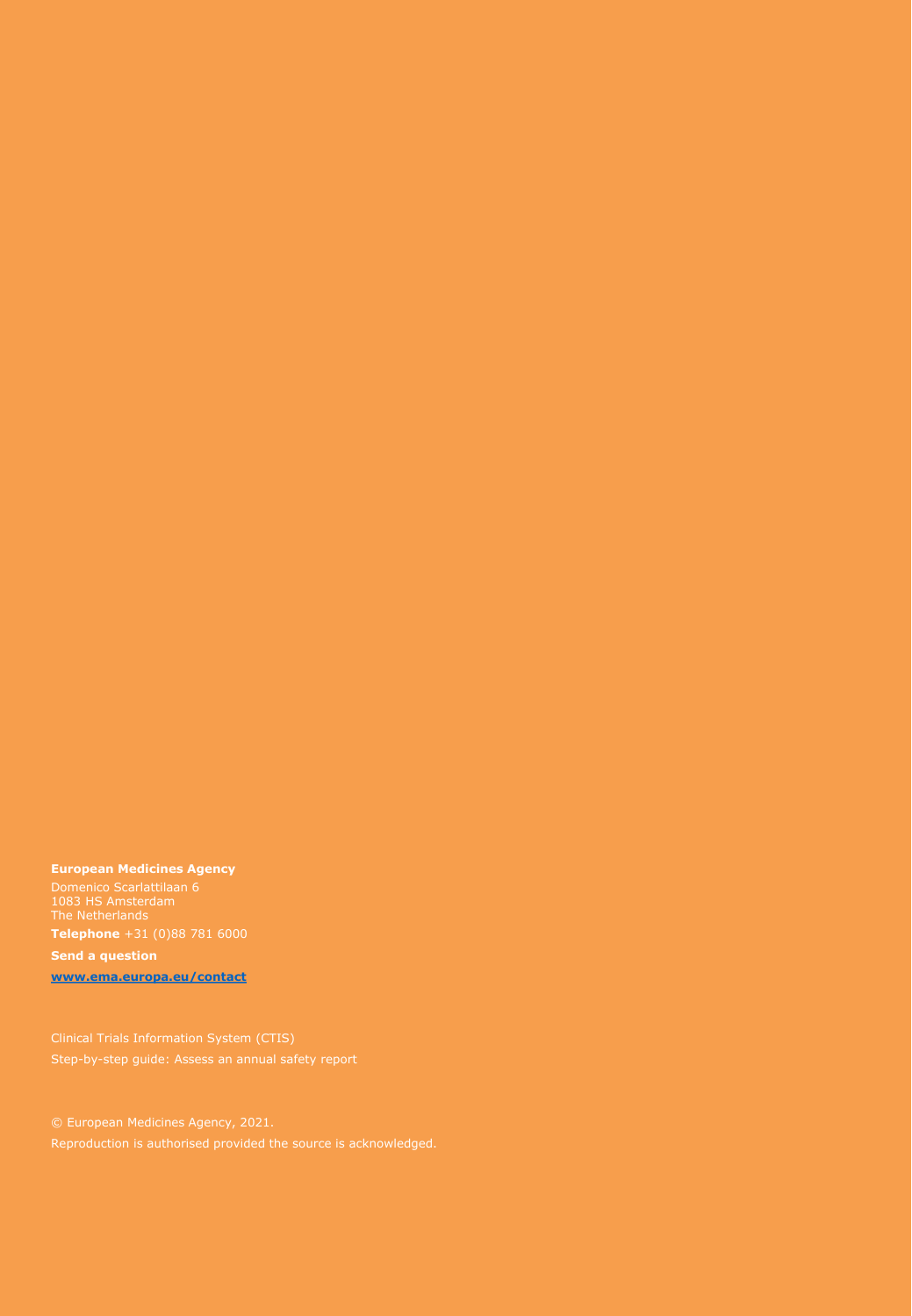**European Medicines Agency**

Domenico Scarlattilaan 6
1083 HS Amsterdam
The Netherlands

**Telephone** +31 (0)88 781 6000

**Send a question**

**www.ema.europa.eu/contact**

Clinical Trials Information System (CTIS)

Step-by-step guide: Assess an annual safety report

© European Medicines Agency, 2021.

Reproduction is authorised provided the source is acknowledged.